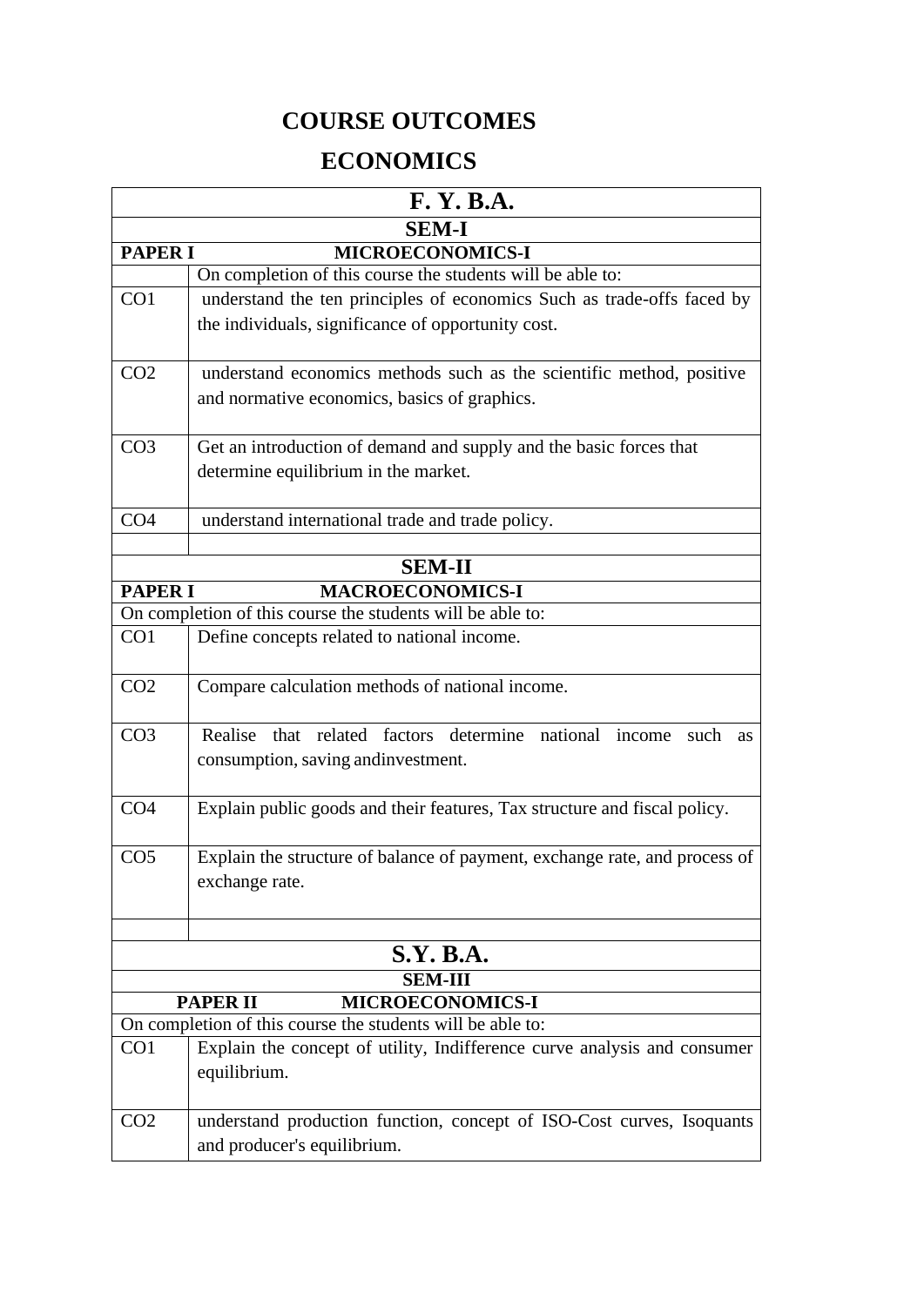# COURSE OUTCOMES

# ECONOMICS

| F. Y. B.A. | |
|---|---|
| **SEM-I** | |
| **PAPER I** | **MICROECONOMICS-I** |
| | On completion of this course the students will be able to: |
| CO1 | understand the ten principles of economics Such as trade-offs faced by the individuals, significance of opportunity cost. |
| CO2 | understand economics methods such as the scientific method, positive and normative economics, basics of graphics. |
| CO3 | Get an introduction of demand and supply and the basic forces that determine equilibrium in the market. |
| CO4 | understand international trade and trade policy. |
| | |
| **SEM-II** | |
| **PAPER I** | **MACROECONOMICS-I** |
| On completion of this course the students will be able to: | |
| CO1 | Define concepts related to national income. |
| CO2 | Compare calculation methods of national income. |
| CO3 | Realise that related factors determine national income such as consumption, saving andinvestment. |
| CO4 | Explain public goods and their features, Tax structure and fiscal policy. |
| CO5 | Explain the structure of balance of payment, exchange rate, and process of exchange rate. |
| | |
| **S.Y. B.A.** | |
| **SEM-III** | |
| **PAPER II** | **MICROECONOMICS-I** |
| On completion of this course the students will be able to: | |
| CO1 | Explain the concept of utility, Indifference curve analysis and consumer equilibrium. |
| CO2 | understand production function, concept of ISO-Cost curves, Isoquants and producer's equilibrium. |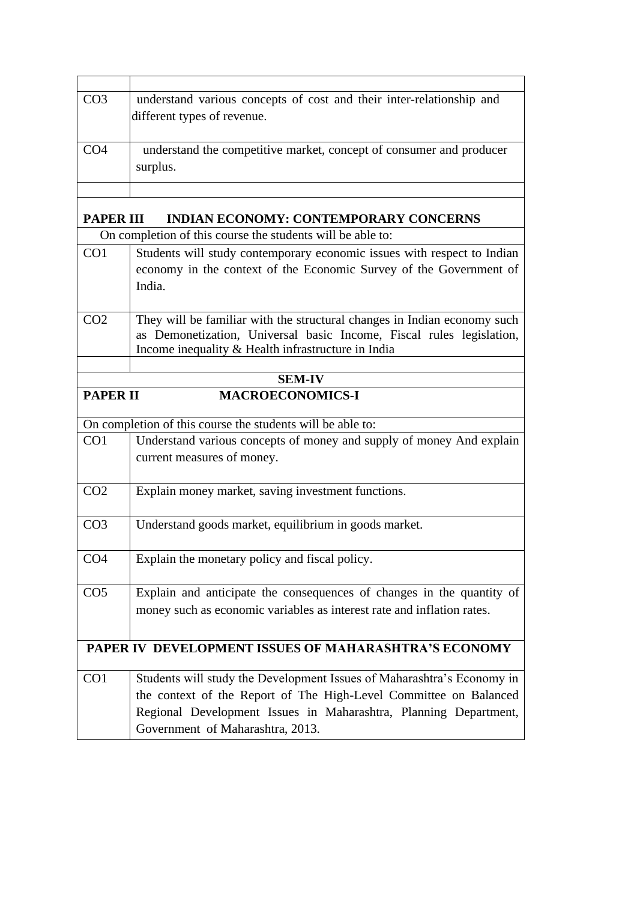| | |
|---|---|
| CO3 | understand various concepts of cost and their inter-relationship and different types of revenue. |
| CO4 | understand the competitive market, concept of consumer and producer surplus. |
| | |

| **PAPER III INDIAN ECONOMY: CONTEMPORARY CONCERNS** | |
|---|---|
| On completion of this course the students will be able to: | |
| CO1 | Students will study contemporary economic issues with respect to Indian economy in the context of the Economic Survey of the Government of India. |
| CO2 | They will be familiar with the structural changes in Indian economy such as Demonetization, Universal basic Income, Fiscal rules legislation, Income inequality & Health infrastructure in India |
| | |

| **SEM-IV** | |
|---|---|
| **PAPER II** | **MACROECONOMICS-I** |
| On completion of this course the students will be able to: | |
| CO1 | Understand various concepts of money and supply of money And explain current measures of money. |
| CO2 | Explain money market, saving investment functions. |
| CO3 | Understand goods market, equilibrium in goods market. |
| CO4 | Explain the monetary policy and fiscal policy. |
| CO5 | Explain and anticipate the consequences of changes in the quantity of money such as economic variables as interest rate and inflation rates. |

| **PAPER IV DEVELOPMENT ISSUES OF MAHARASHTRA'S ECONOMY** | |
|---|---|
| CO1 | Students will study the Development Issues of Maharashtra's Economy in the context of the Report of The High-Level Committee on Balanced Regional Development Issues in Maharashtra, Planning Department, Government of Maharashtra, 2013. |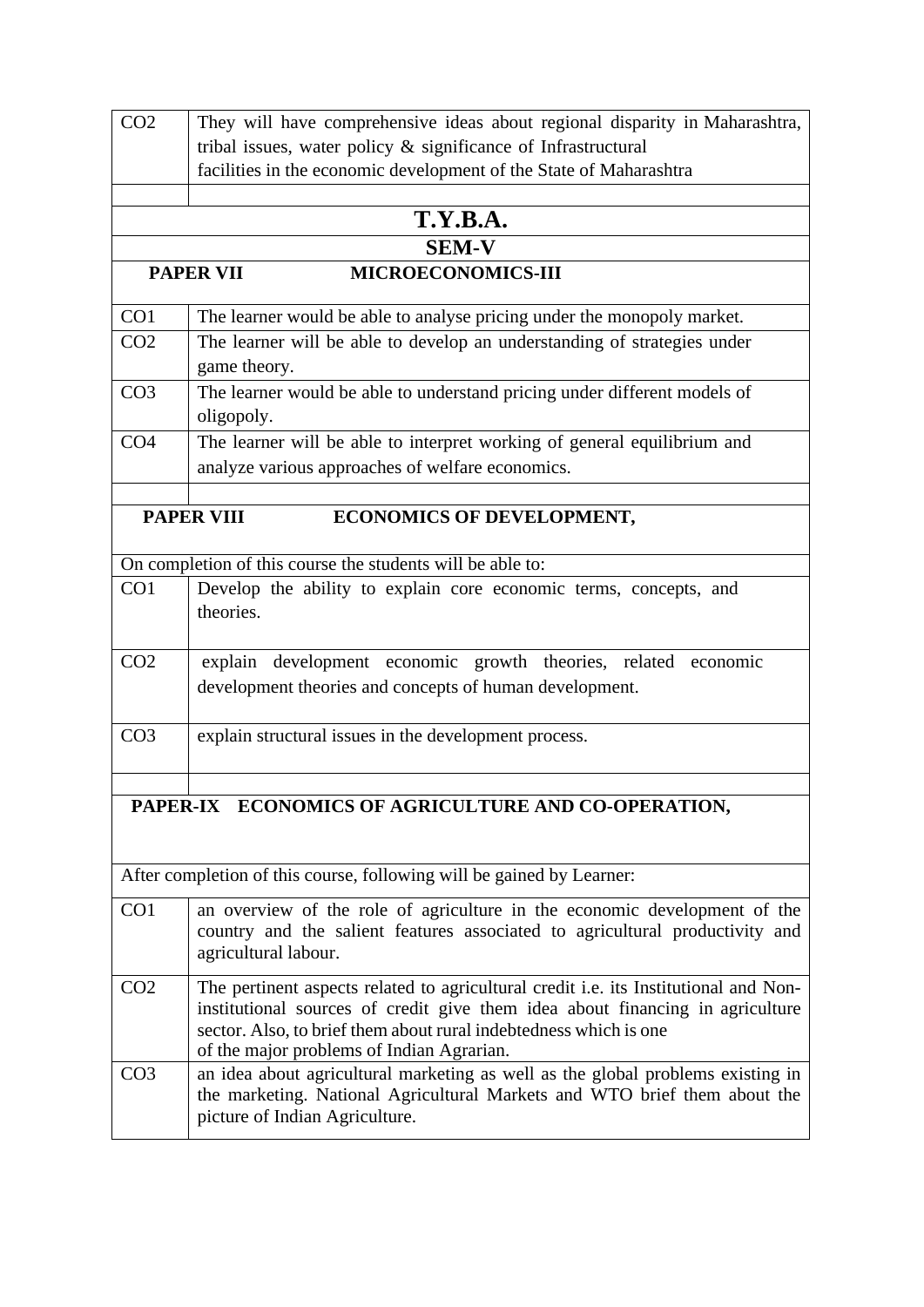| CO2 | They will have comprehensive ideas about regional disparity in Maharashtra, tribal issues, water policy & significance of Infrastructural facilities in the economic development of the State of Maharashtra |
|---|---|
| | |

## T.Y.B.A.

### SEM-V

**PAPER VII MICROECONOMICS-III**

| | |
|---|---|
| CO1 | The learner would be able to analyse pricing under the monopoly market. |
| CO2 | The learner will be able to develop an understanding of strategies under game theory. |
| CO3 | The learner would be able to understand pricing under different models of oligopoly. |
| CO4 | The learner will be able to interpret working of general equilibrium and analyze various approaches of welfare economics. |
| | |

**PAPER VIII ECONOMICS OF DEVELOPMENT,**

On completion of this course the students will be able to:

| | |
|---|---|
| CO1 | Develop the ability to explain core economic terms, concepts, and theories. |
| CO2 | explain development economic growth theories, related economic development theories and concepts of human development. |
| CO3 | explain structural issues in the development process. |
| | |

**PAPER-IX ECONOMICS OF AGRICULTURE AND CO-OPERATION,**

After completion of this course, following will be gained by Learner:

| | |
|---|---|
| CO1 | an overview of the role of agriculture in the economic development of the country and the salient features associated to agricultural productivity and agricultural labour. |
| CO2 | The pertinent aspects related to agricultural credit i.e. its Institutional and Non-institutional sources of credit give them idea about financing in agriculture sector. Also, to brief them about rural indebtedness which is one of the major problems of Indian Agrarian. |
| CO3 | an idea about agricultural marketing as well as the global problems existing in the marketing. National Agricultural Markets and WTO brief them about the picture of Indian Agriculture. |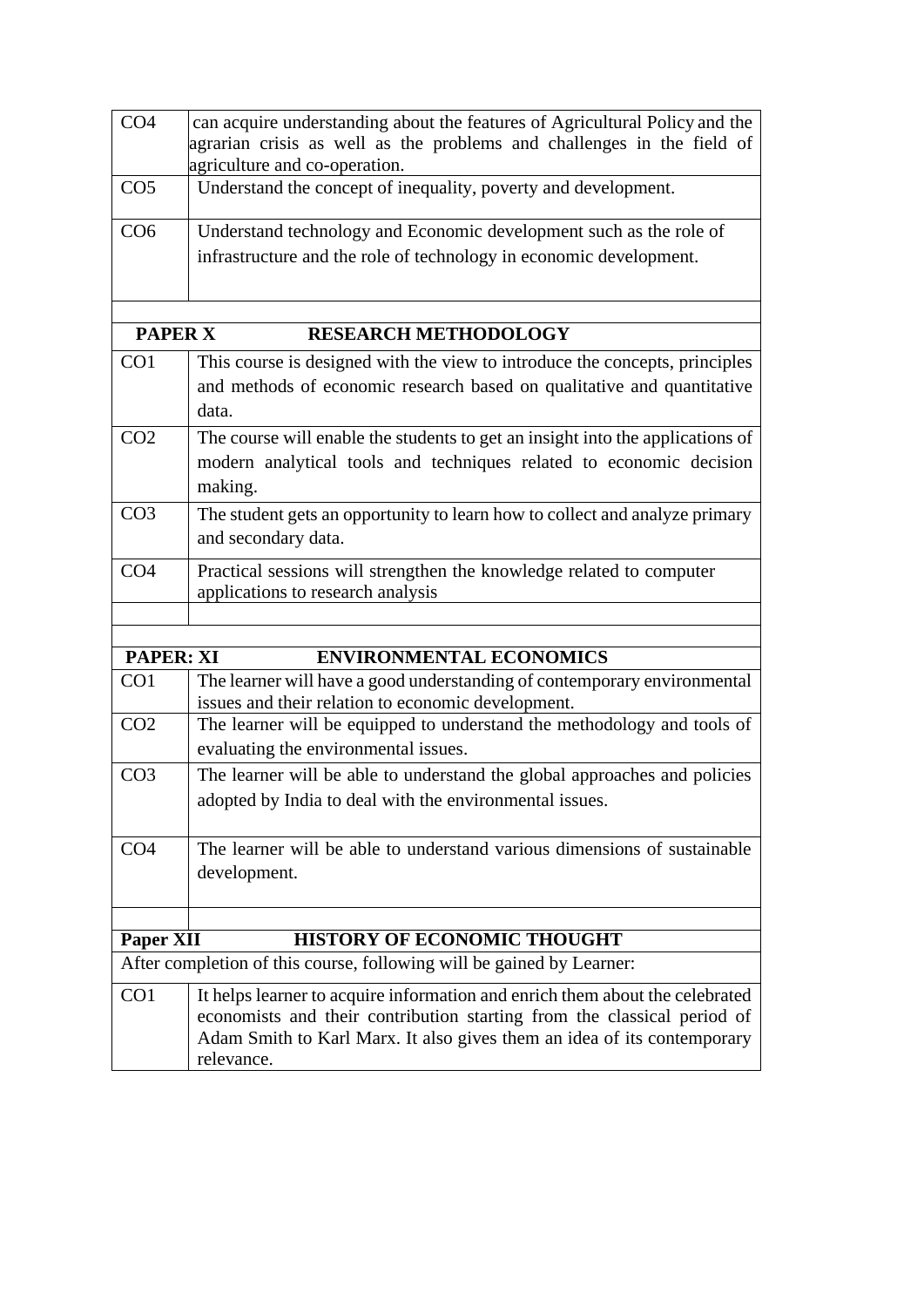| | |
|---|---|
| CO4 | can acquire understanding about the features of Agricultural Policy and the agrarian crisis as well as the problems and challenges in the field of agriculture and co-operation. |
| CO5 | Understand the concept of inequality, poverty and development. |
| CO6 | Understand technology and Economic development such as the role of infrastructure and the role of technology in economic development. |
| | |
| **PAPER X** | **RESEARCH METHODOLOGY** |
| CO1 | This course is designed with the view to introduce the concepts, principles and methods of economic research based on qualitative and quantitative data. |
| CO2 | The course will enable the students to get an insight into the applications of modern analytical tools and techniques related to economic decision making. |
| CO3 | The student gets an opportunity to learn how to collect and analyze primary and secondary data. |
| CO4 | Practical sessions will strengthen the knowledge related to computer applications to research analysis |
| | |
| | |
| **PAPER: XI** | **ENVIRONMENTAL ECONOMICS** |
| CO1 | The learner will have a good understanding of contemporary environmental issues and their relation to economic development. |
| CO2 | The learner will be equipped to understand the methodology and tools of evaluating the environmental issues. |
| CO3 | The learner will be able to understand the global approaches and policies adopted by India to deal with the environmental issues. |
| CO4 | The learner will be able to understand various dimensions of sustainable development. |
| | |
| **Paper XII** | **HISTORY OF ECONOMIC THOUGHT** |
| After completion of this course, following will be gained by Learner: | |
| CO1 | It helps learner to acquire information and enrich them about the celebrated economists and their contribution starting from the classical period of Adam Smith to Karl Marx. It also gives them an idea of its contemporary relevance. |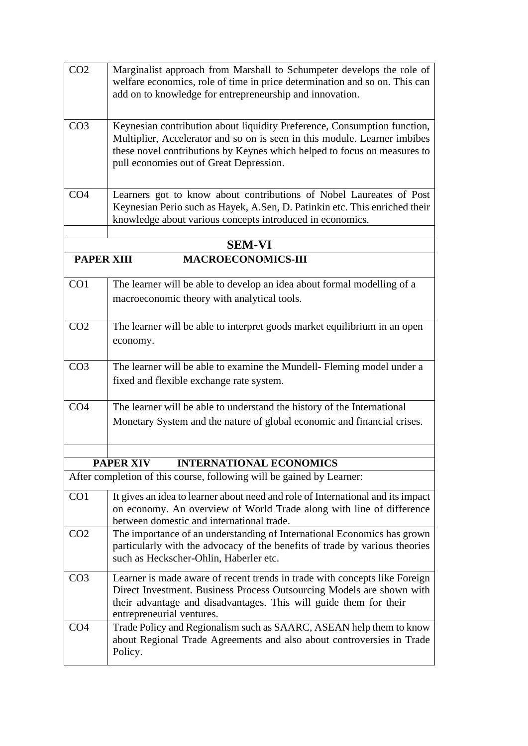| | |
|---|---|
| CO2 | Marginalist approach from Marshall to Schumpeter develops the role of welfare economics, role of time in price determination and so on. This can add on to knowledge for entrepreneurship and innovation. |
| CO3 | Keynesian contribution about liquidity Preference, Consumption function, Multiplier, Accelerator and so on is seen in this module. Learner imbibes these novel contributions by Keynes which helped to focus on measures to pull economies out of Great Depression. |
| CO4 | Learners got to know about contributions of Nobel Laureates of Post Keynesian Perio such as Hayek, A.Sen, D. Patinkin etc. This enriched their knowledge about various concepts introduced in economics. |
| | |

## SEM-VI

| **PAPER XIII** | **MACROECONOMICS-III** |
|---|---|
| CO1 | The learner will be able to develop an idea about formal modelling of a macroeconomic theory with analytical tools. |
| CO2 | The learner will be able to interpret goods market equilibrium in an open economy. |
| CO3 | The learner will be able to examine the Mundell- Fleming model under a fixed and flexible exchange rate system. |
| CO4 | The learner will be able to understand the history of the International Monetary System and the nature of global economic and financial crises. |
| | |

| **PAPER XIV** | **INTERNATIONAL ECONOMICS** |
|---|---|
| After completion of this course, following will be gained by Learner: | |
| CO1 | It gives an idea to learner about need and role of International and its impact on economy. An overview of World Trade along with line of difference between domestic and international trade. |
| CO2 | The importance of an understanding of International Economics has grown particularly with the advocacy of the benefits of trade by various theories such as Heckscher-Ohlin, Haberler etc. |
| CO3 | Learner is made aware of recent trends in trade with concepts like Foreign Direct Investment. Business Process Outsourcing Models are shown with their advantage and disadvantages. This will guide them for their entrepreneurial ventures. |
| CO4 | Trade Policy and Regionalism such as SAARC, ASEAN help them to know about Regional Trade Agreements and also about controversies in Trade Policy. |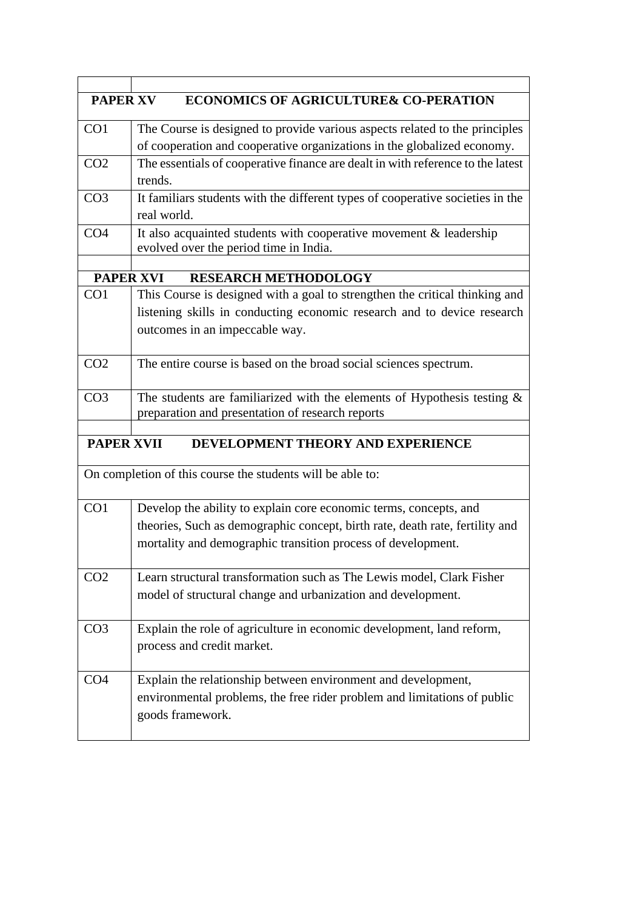| | |
|---|---|
| **PAPER XV** | **ECONOMICS OF AGRICULTURE& CO-PERATION** |
| CO1 | The Course is designed to provide various aspects related to the principles of cooperation and cooperative organizations in the globalized economy. |
| CO2 | The essentials of cooperative finance are dealt in with reference to the latest trends. |
| CO3 | It familiars students with the different types of cooperative societies in the real world. |
| CO4 | It also acquainted students with cooperative movement & leadership evolved over the period time in India. |
| | |
| **PAPER XVI** | **RESEARCH METHODOLOGY** |
| CO1 | This Course is designed with a goal to strengthen the critical thinking and listening skills in conducting economic research and to device research outcomes in an impeccable way. |
| CO2 | The entire course is based on the broad social sciences spectrum. |
| CO3 | The students are familiarized with the elements of Hypothesis testing & preparation and presentation of research reports |
| | |
| **PAPER XVII** | **DEVELOPMENT THEORY AND EXPERIENCE** |
| On completion of this course the students will be able to: | |
| CO1 | Develop the ability to explain core economic terms, concepts, and theories, Such as demographic concept, birth rate, death rate, fertility and mortality and demographic transition process of development. |
| CO2 | Learn structural transformation such as The Lewis model, Clark Fisher model of structural change and urbanization and development. |
| CO3 | Explain the role of agriculture in economic development, land reform, process and credit market. |
| CO4 | Explain the relationship between environment and development, environmental problems, the free rider problem and limitations of public goods framework. |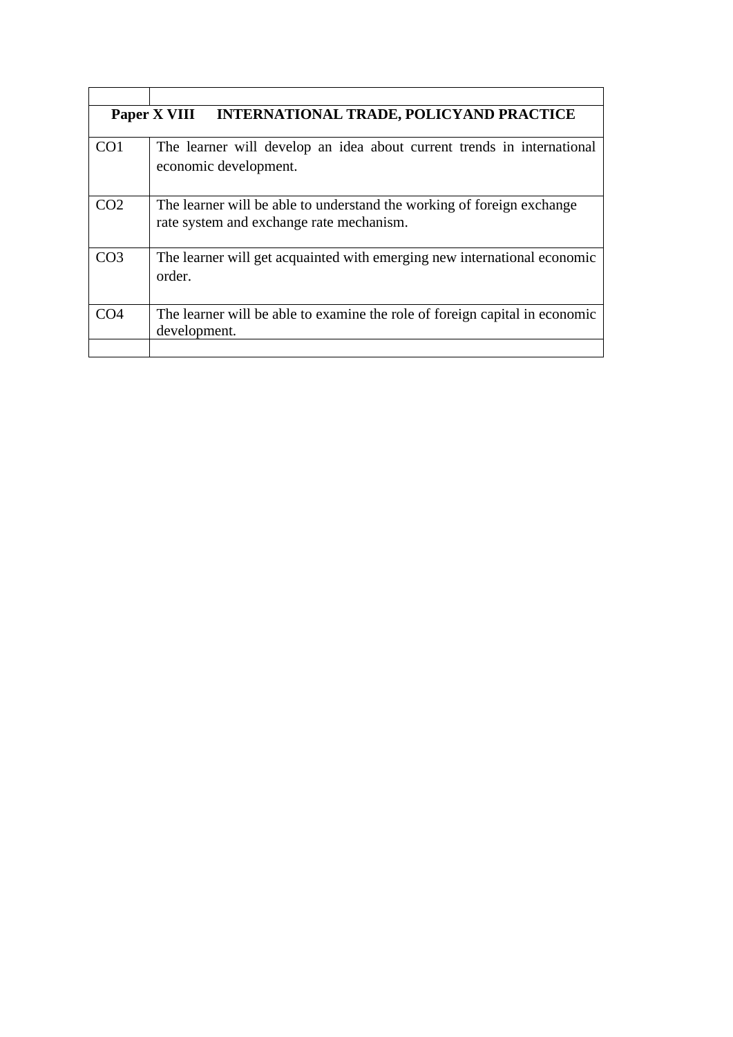| | |
|---|---|
| **Paper X VIII INTERNATIONAL TRADE, POLICYAND PRACTICE** | |
| CO1 | The learner will develop an idea about current trends in international economic development. |
| CO2 | The learner will be able to understand the working of foreign exchange rate system and exchange rate mechanism. |
| CO3 | The learner will get acquainted with emerging new international economic order. |
| CO4 | The learner will be able to examine the role of foreign capital in economic development. |
| | |